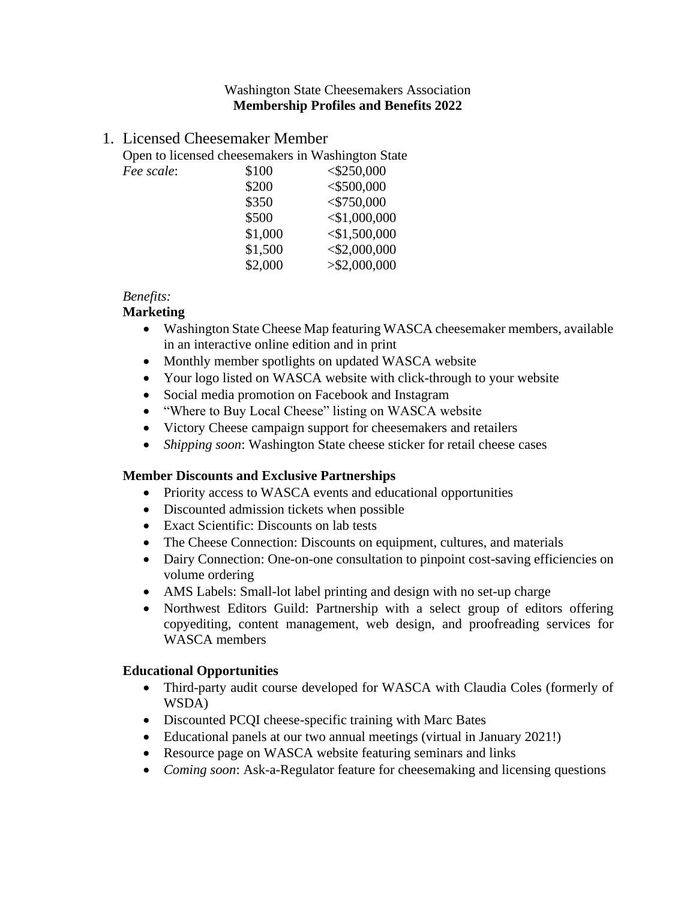Washington State Cheesemakers Association

**Membership Profiles and Benefits 2022**

1. Licensed Cheesemaker Member

   Open to licensed cheesemakers in Washington State

| *Fee scale*: | | |
|---|---|---|
| | $100 | <$250,000 |
| | $200 | <$500,000 |
| | $350 | <$750,000 |
| | $500 | <$1,000,000 |
| | $1,000 | <$1,500,000 |
| | $1,500 | <$2,000,000 |
| | $2,000 | >$2,000,000 |

*Benefits:*

**Marketing**

- Washington State Cheese Map featuring WASCA cheesemaker members, available in an interactive online edition and in print
- Monthly member spotlights on updated WASCA website
- Your logo listed on WASCA website with click-through to your website
- Social media promotion on Facebook and Instagram
- "Where to Buy Local Cheese" listing on WASCA website
- Victory Cheese campaign support for cheesemakers and retailers
- *Shipping soon*: Washington State cheese sticker for retail cheese cases

**Member Discounts and Exclusive Partnerships**

- Priority access to WASCA events and educational opportunities
- Discounted admission tickets when possible
- Exact Scientific: Discounts on lab tests
- The Cheese Connection: Discounts on equipment, cultures, and materials
- Dairy Connection: One-on-one consultation to pinpoint cost-saving efficiencies on volume ordering
- AMS Labels: Small-lot label printing and design with no set-up charge
- Northwest Editors Guild: Partnership with a select group of editors offering copyediting, content management, web design, and proofreading services for WASCA members

**Educational Opportunities**

- Third-party audit course developed for WASCA with Claudia Coles (formerly of WSDA)
- Discounted PCQI cheese-specific training with Marc Bates
- Educational panels at our two annual meetings (virtual in January 2021!)
- Resource page on WASCA website featuring seminars and links
- *Coming soon*: Ask-a-Regulator feature for cheesemaking and licensing questions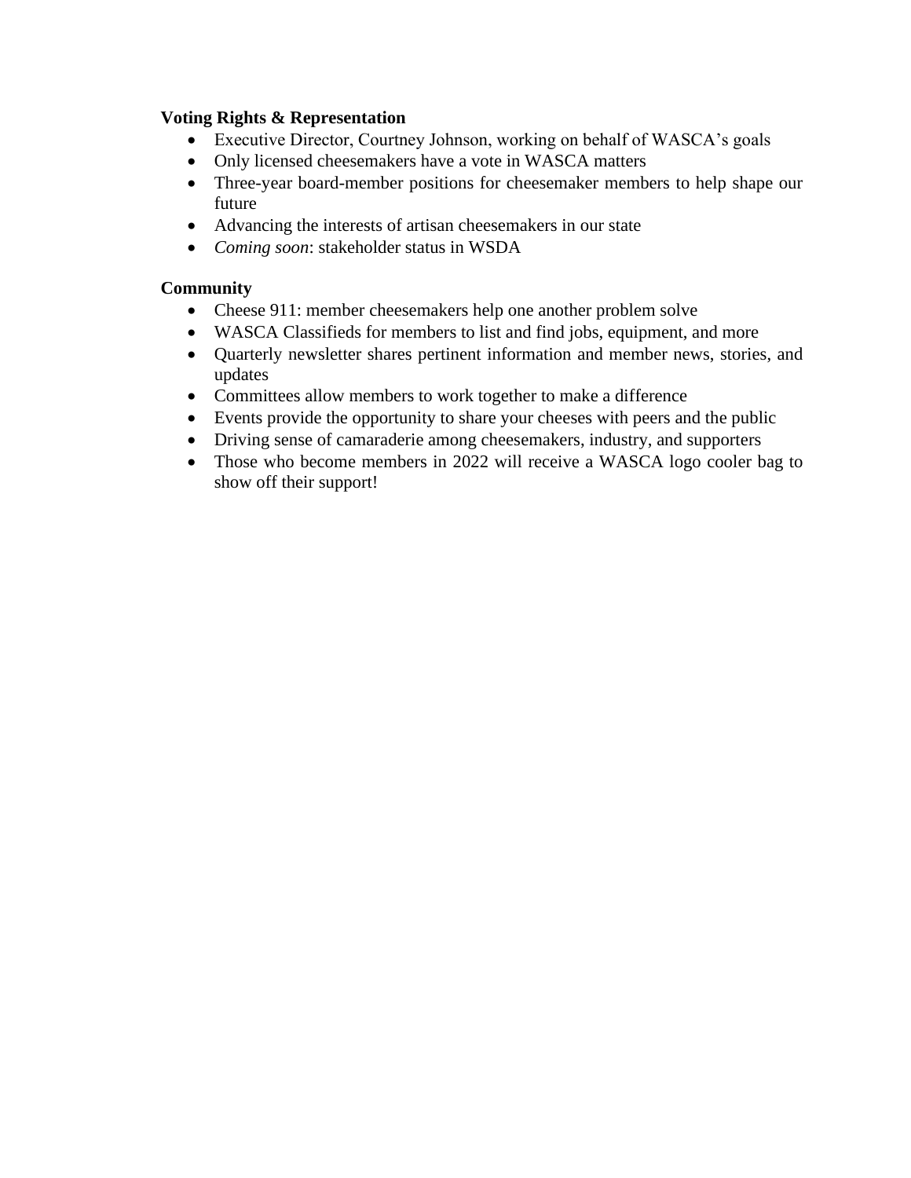**Voting Rights & Representation**

- Executive Director, Courtney Johnson, working on behalf of WASCA's goals
- Only licensed cheesemakers have a vote in WASCA matters
- Three-year board-member positions for cheesemaker members to help shape our future
- Advancing the interests of artisan cheesemakers in our state
- *Coming soon*: stakeholder status in WSDA

**Community**

- Cheese 911: member cheesemakers help one another problem solve
- WASCA Classifieds for members to list and find jobs, equipment, and more
- Quarterly newsletter shares pertinent information and member news, stories, and updates
- Committees allow members to work together to make a difference
- Events provide the opportunity to share your cheeses with peers and the public
- Driving sense of camaraderie among cheesemakers, industry, and supporters
- Those who become members in 2022 will receive a WASCA logo cooler bag to show off their support!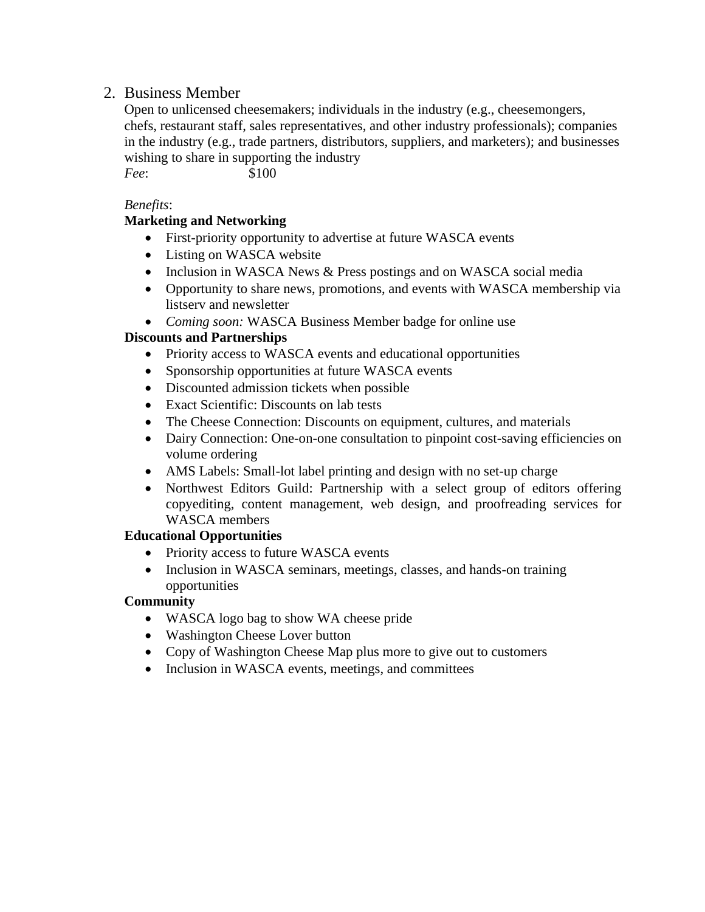2. Business Member

   Open to unlicensed cheesemakers; individuals in the industry (e.g., cheesemongers, chefs, restaurant staff, sales representatives, and other industry professionals); companies in the industry (e.g., trade partners, distributors, suppliers, and marketers); and businesses wishing to share in supporting the industry

   *Fee*: $100

   *Benefits*:

   **Marketing and Networking**

   - First-priority opportunity to advertise at future WASCA events
   - Listing on WASCA website
   - Inclusion in WASCA News & Press postings and on WASCA social media
   - Opportunity to share news, promotions, and events with WASCA membership via listserv and newsletter
   - *Coming soon:* WASCA Business Member badge for online use

   **Discounts and Partnerships**

   - Priority access to WASCA events and educational opportunities
   - Sponsorship opportunities at future WASCA events
   - Discounted admission tickets when possible
   - Exact Scientific: Discounts on lab tests
   - The Cheese Connection: Discounts on equipment, cultures, and materials
   - Dairy Connection: One-on-one consultation to pinpoint cost-saving efficiencies on volume ordering
   - AMS Labels: Small-lot label printing and design with no set-up charge
   - Northwest Editors Guild: Partnership with a select group of editors offering copyediting, content management, web design, and proofreading services for WASCA members

   **Educational Opportunities**

   - Priority access to future WASCA events
   - Inclusion in WASCA seminars, meetings, classes, and hands-on training opportunities

   **Community**

   - WASCA logo bag to show WA cheese pride
   - Washington Cheese Lover button
   - Copy of Washington Cheese Map plus more to give out to customers
   - Inclusion in WASCA events, meetings, and committees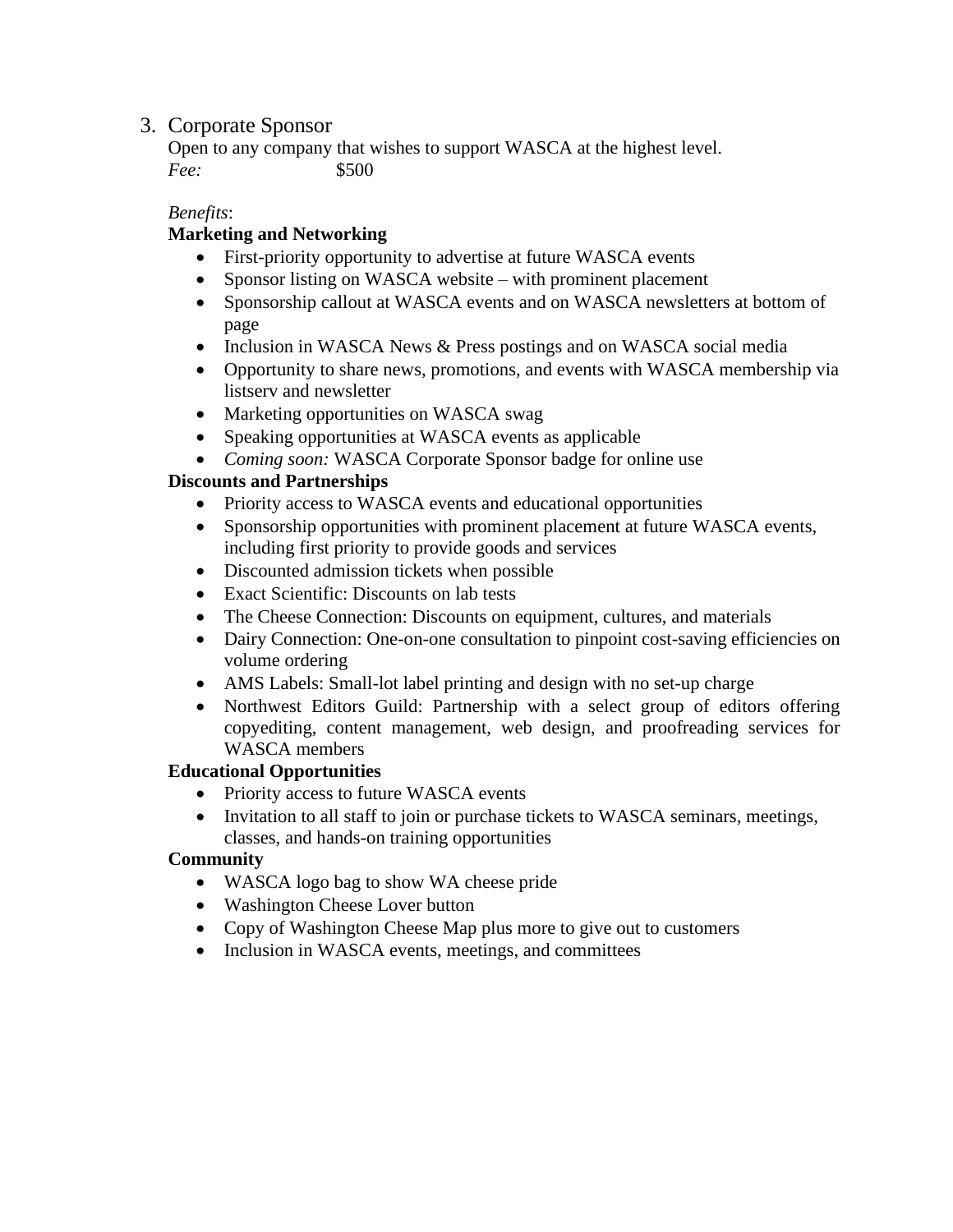3. Corporate Sponsor

Open to any company that wishes to support WASCA at the highest level.

*Fee:* $500

*Benefits*:

**Marketing and Networking**

- First-priority opportunity to advertise at future WASCA events
- Sponsor listing on WASCA website – with prominent placement
- Sponsorship callout at WASCA events and on WASCA newsletters at bottom of page
- Inclusion in WASCA News & Press postings and on WASCA social media
- Opportunity to share news, promotions, and events with WASCA membership via listserv and newsletter
- Marketing opportunities on WASCA swag
- Speaking opportunities at WASCA events as applicable
- *Coming soon:* WASCA Corporate Sponsor badge for online use

**Discounts and Partnerships**

- Priority access to WASCA events and educational opportunities
- Sponsorship opportunities with prominent placement at future WASCA events, including first priority to provide goods and services
- Discounted admission tickets when possible
- Exact Scientific: Discounts on lab tests
- The Cheese Connection: Discounts on equipment, cultures, and materials
- Dairy Connection: One-on-one consultation to pinpoint cost-saving efficiencies on volume ordering
- AMS Labels: Small-lot label printing and design with no set-up charge
- Northwest Editors Guild: Partnership with a select group of editors offering copyediting, content management, web design, and proofreading services for WASCA members

**Educational Opportunities**

- Priority access to future WASCA events
- Invitation to all staff to join or purchase tickets to WASCA seminars, meetings, classes, and hands-on training opportunities

**Community**

- WASCA logo bag to show WA cheese pride
- Washington Cheese Lover button
- Copy of Washington Cheese Map plus more to give out to customers
- Inclusion in WASCA events, meetings, and committees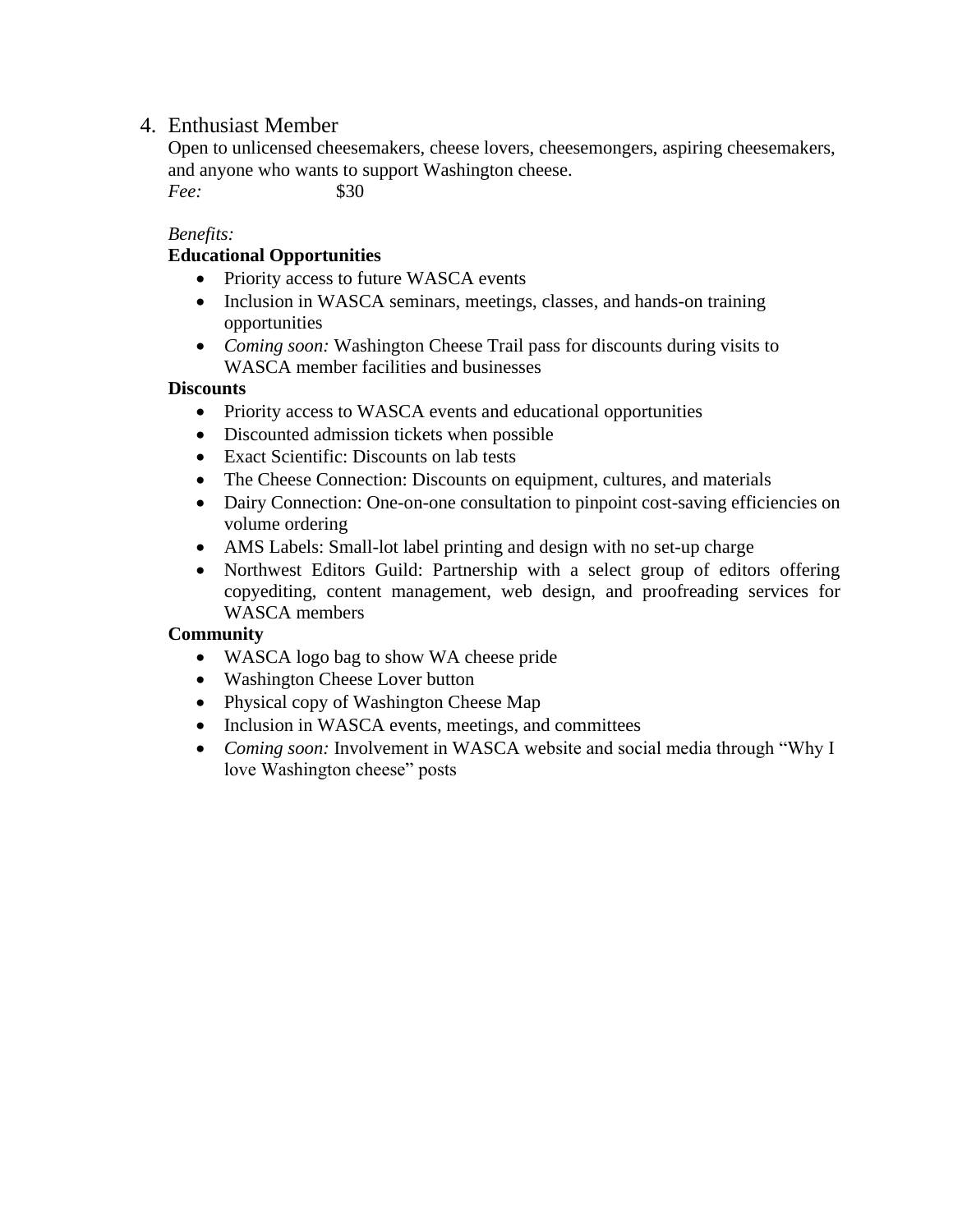4. Enthusiast Member

Open to unlicensed cheesemakers, cheese lovers, cheesemongers, aspiring cheesemakers, and anyone who wants to support Washington cheese.

*Fee:* $30

*Benefits:*

**Educational Opportunities**

- Priority access to future WASCA events
- Inclusion in WASCA seminars, meetings, classes, and hands-on training opportunities
- *Coming soon:* Washington Cheese Trail pass for discounts during visits to WASCA member facilities and businesses

**Discounts**

- Priority access to WASCA events and educational opportunities
- Discounted admission tickets when possible
- Exact Scientific: Discounts on lab tests
- The Cheese Connection: Discounts on equipment, cultures, and materials
- Dairy Connection: One-on-one consultation to pinpoint cost-saving efficiencies on volume ordering
- AMS Labels: Small-lot label printing and design with no set-up charge
- Northwest Editors Guild: Partnership with a select group of editors offering copyediting, content management, web design, and proofreading services for WASCA members

**Community**

- WASCA logo bag to show WA cheese pride
- Washington Cheese Lover button
- Physical copy of Washington Cheese Map
- Inclusion in WASCA events, meetings, and committees
- *Coming soon:* Involvement in WASCA website and social media through "Why I love Washington cheese" posts